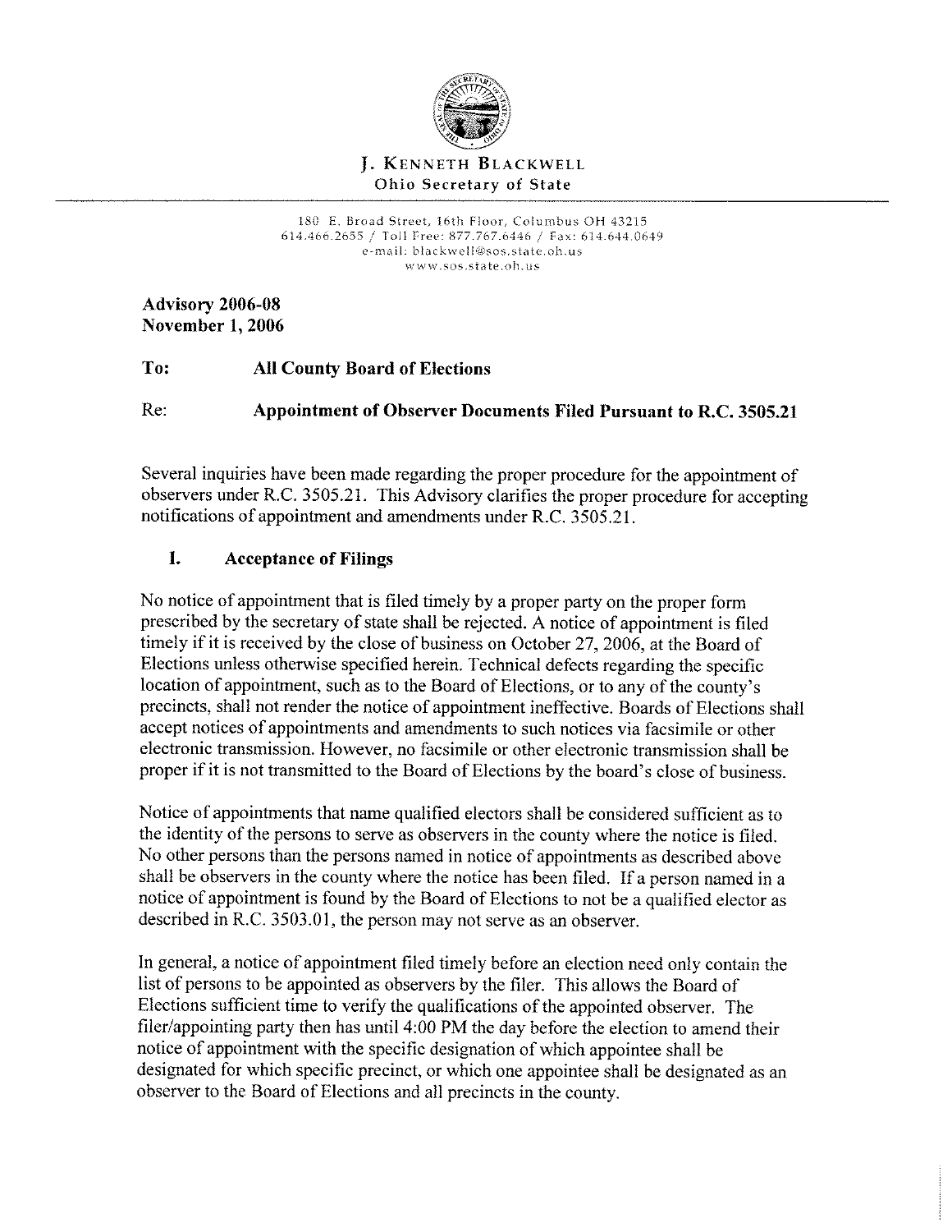J. KENNETH BLACKWELL
Ohio Secretary of State

180 E. Broad Street, 16th Floor, Columbus OH 43215
614.466.2655 / Toll Free: 877.767.6446 / Fax: 614.644.0649
e-mail: blackwell@sos.state.oh.us
www.sos.state.oh.us

**Advisory 2006-08**
**November 1, 2006**

**To:** **All County Board of Elections**

**Re:** **Appointment of Observer Documents Filed Pursuant to R.C. 3505.21**

Several inquiries have been made regarding the proper procedure for the appointment of observers under R.C. 3505.21. This Advisory clarifies the proper procedure for accepting notifications of appointment and amendments under R.C. 3505.21.

## I. Acceptance of Filings

No notice of appointment that is filed timely by a proper party on the proper form prescribed by the secretary of state shall be rejected. A notice of appointment is filed timely if it is received by the close of business on October 27, 2006, at the Board of Elections unless otherwise specified herein. Technical defects regarding the specific location of appointment, such as to the Board of Elections, or to any of the county's precincts, shall not render the notice of appointment ineffective. Boards of Elections shall accept notices of appointments and amendments to such notices via facsimile or other electronic transmission. However, no facsimile or other electronic transmission shall be proper if it is not transmitted to the Board of Elections by the board's close of business.

Notice of appointments that name qualified electors shall be considered sufficient as to the identity of the persons to serve as observers in the county where the notice is filed. No other persons than the persons named in notice of appointments as described above shall be observers in the county where the notice has been filed. If a person named in a notice of appointment is found by the Board of Elections to not be a qualified elector as described in R.C. 3503.01, the person may not serve as an observer.

In general, a notice of appointment filed timely before an election need only contain the list of persons to be appointed as observers by the filer. This allows the Board of Elections sufficient time to verify the qualifications of the appointed observer. The filer/appointing party then has until 4:00 PM the day before the election to amend their notice of appointment with the specific designation of which appointee shall be designated for which specific precinct, or which one appointee shall be designated as an observer to the Board of Elections and all precincts in the county.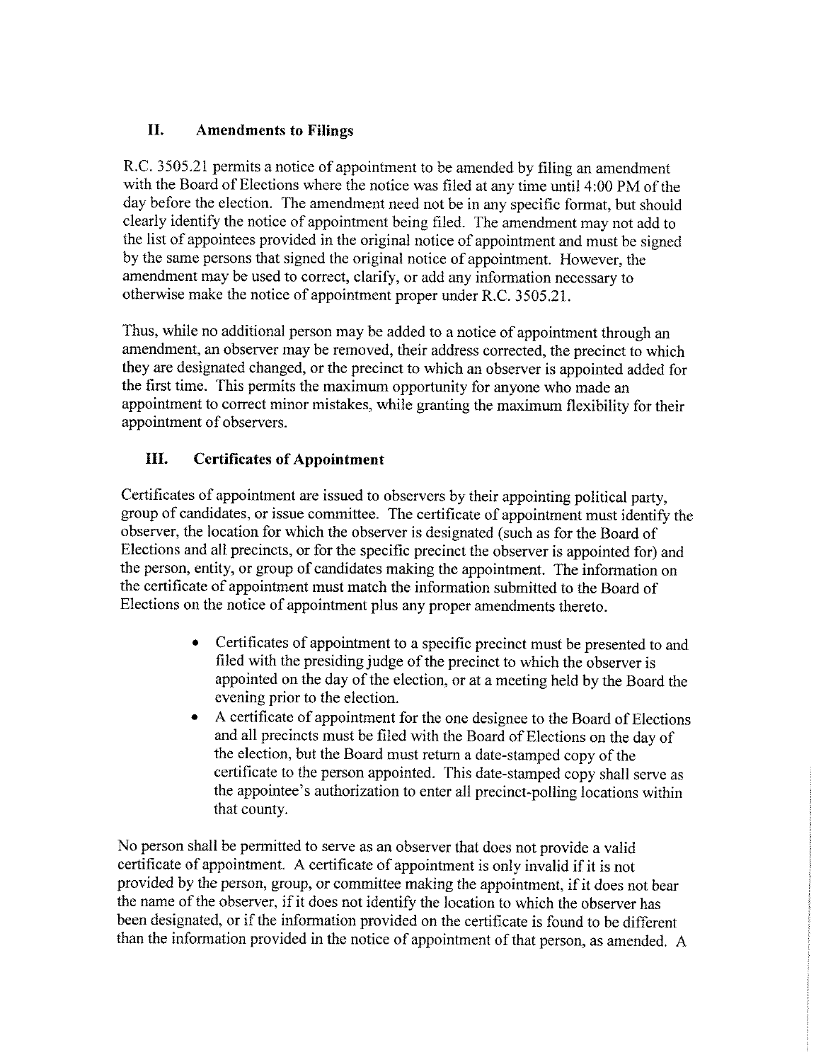## II. Amendments to Filings

R.C. 3505.21 permits a notice of appointment to be amended by filing an amendment with the Board of Elections where the notice was filed at any time until 4:00 PM of the day before the election. The amendment need not be in any specific format, but should clearly identify the notice of appointment being filed. The amendment may not add to the list of appointees provided in the original notice of appointment and must be signed by the same persons that signed the original notice of appointment. However, the amendment may be used to correct, clarify, or add any information necessary to otherwise make the notice of appointment proper under R.C. 3505.21.

Thus, while no additional person may be added to a notice of appointment through an amendment, an observer may be removed, their address corrected, the precinct to which they are designated changed, or the precinct to which an observer is appointed added for the first time. This permits the maximum opportunity for anyone who made an appointment to correct minor mistakes, while granting the maximum flexibility for their appointment of observers.

## III. Certificates of Appointment

Certificates of appointment are issued to observers by their appointing political party, group of candidates, or issue committee. The certificate of appointment must identify the observer, the location for which the observer is designated (such as for the Board of Elections and all precincts, or for the specific precinct the observer is appointed for) and the person, entity, or group of candidates making the appointment. The information on the certificate of appointment must match the information submitted to the Board of Elections on the notice of appointment plus any proper amendments thereto.

- Certificates of appointment to a specific precinct must be presented to and filed with the presiding judge of the precinct to which the observer is appointed on the day of the election, or at a meeting held by the Board the evening prior to the election.
- A certificate of appointment for the one designee to the Board of Elections and all precincts must be filed with the Board of Elections on the day of the election, but the Board must return a date-stamped copy of the certificate to the person appointed. This date-stamped copy shall serve as the appointee's authorization to enter all precinct-polling locations within that county.

No person shall be permitted to serve as an observer that does not provide a valid certificate of appointment. A certificate of appointment is only invalid if it is not provided by the person, group, or committee making the appointment, if it does not bear the name of the observer, if it does not identify the location to which the observer has been designated, or if the information provided on the certificate is found to be different than the information provided in the notice of appointment of that person, as amended. A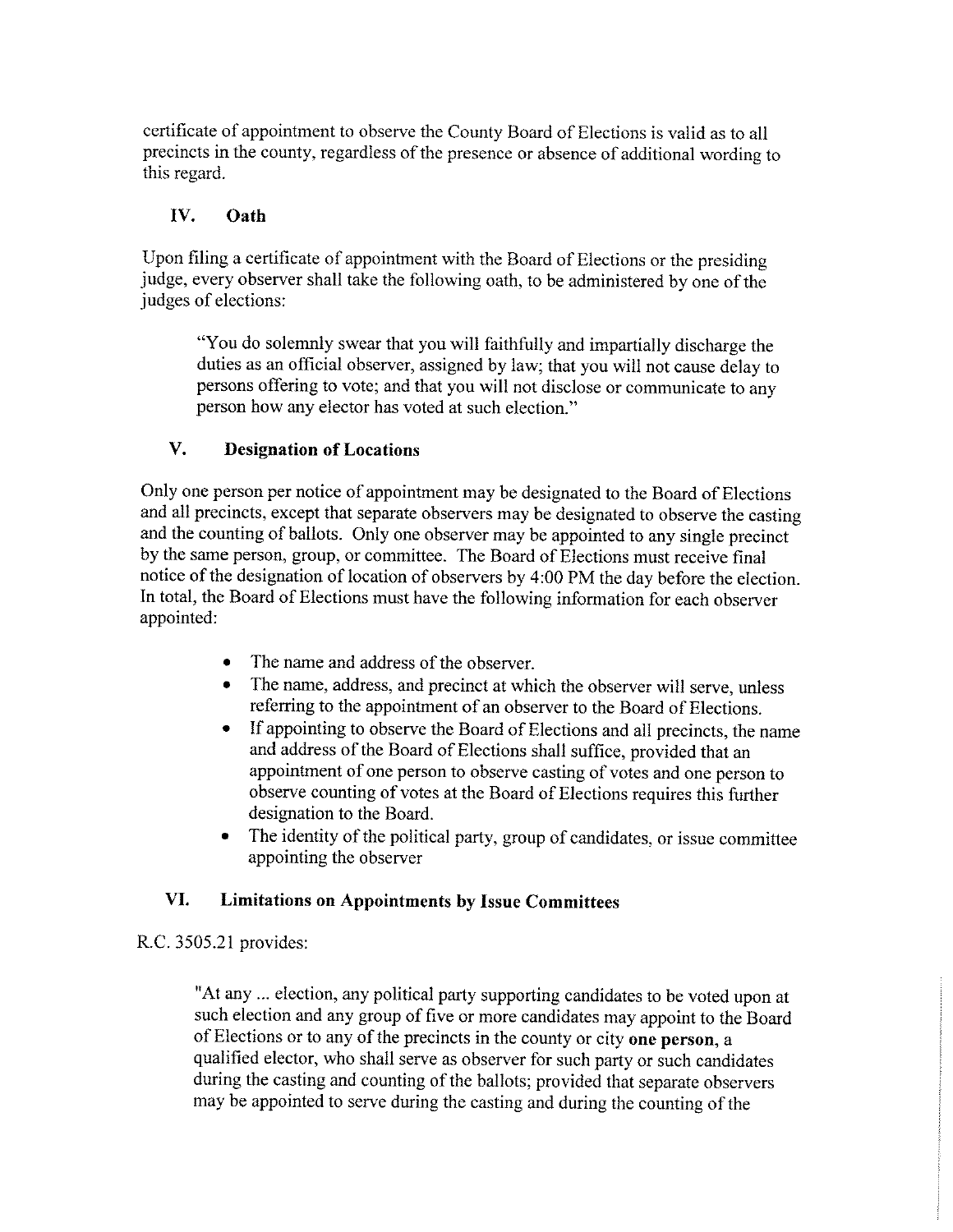certificate of appointment to observe the County Board of Elections is valid as to all precincts in the county, regardless of the presence or absence of additional wording to this regard.

## IV. Oath

Upon filing a certificate of appointment with the Board of Elections or the presiding judge, every observer shall take the following oath, to be administered by one of the judges of elections:

> "You do solemnly swear that you will faithfully and impartially discharge the duties as an official observer, assigned by law; that you will not cause delay to persons offering to vote; and that you will not disclose or communicate to any person how any elector has voted at such election."

## V. Designation of Locations

Only one person per notice of appointment may be designated to the Board of Elections and all precincts, except that separate observers may be designated to observe the casting and the counting of ballots. Only one observer may be appointed to any single precinct by the same person, group, or committee. The Board of Elections must receive final notice of the designation of location of observers by 4:00 PM the day before the election. In total, the Board of Elections must have the following information for each observer appointed:

- The name and address of the observer.
- The name, address, and precinct at which the observer will serve, unless referring to the appointment of an observer to the Board of Elections.
- If appointing to observe the Board of Elections and all precincts, the name and address of the Board of Elections shall suffice, provided that an appointment of one person to observe casting of votes and one person to observe counting of votes at the Board of Elections requires this further designation to the Board.
- The identity of the political party, group of candidates, or issue committee appointing the observer

## VI. Limitations on Appointments by Issue Committees

R.C. 3505.21 provides:

> "At any ... election, any political party supporting candidates to be voted upon at such election and any group of five or more candidates may appoint to the Board of Elections or to any of the precincts in the county or city **one person**, a qualified elector, who shall serve as observer for such party or such candidates during the casting and counting of the ballots; provided that separate observers may be appointed to serve during the casting and during the counting of the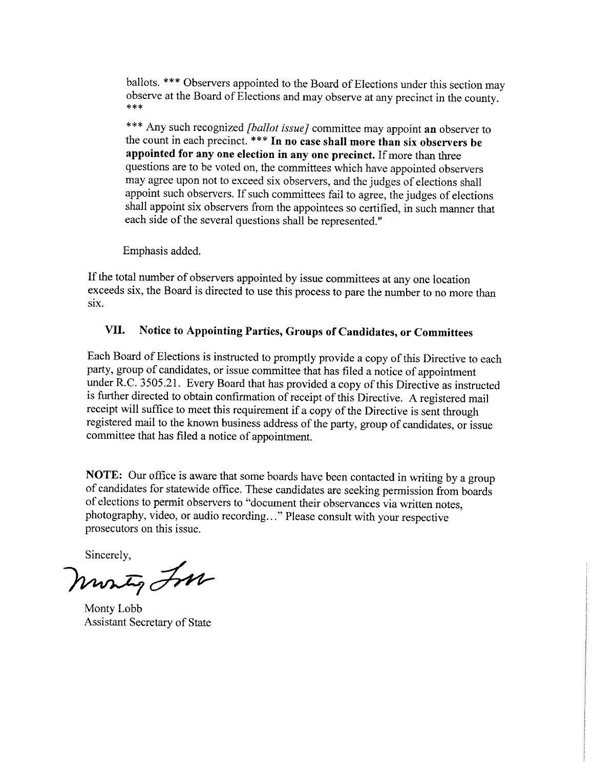ballots. *** Observers appointed to the Board of Elections under this section may observe at the Board of Elections and may observe at any precinct in the county. ***

*** Any such recognized *[ballot issue]* committee may appoint **an** observer to the count in each precinct. *** **In no case shall more than six observers be appointed for any one election in any one precinct.** If more than three questions are to be voted on, the committees which have appointed observers may agree upon not to exceed six observers, and the judges of elections shall appoint such observers. If such committees fail to agree, the judges of elections shall appoint six observers from the appointees so certified, in such manner that each side of the several questions shall be represented."

Emphasis added.

If the total number of observers appointed by issue committees at any one location exceeds six, the Board is directed to use this process to pare the number to no more than six.

## VII. Notice to Appointing Parties, Groups of Candidates, or Committees

Each Board of Elections is instructed to promptly provide a copy of this Directive to each party, group of candidates, or issue committee that has filed a notice of appointment under R.C. 3505.21. Every Board that has provided a copy of this Directive as instructed is further directed to obtain confirmation of receipt of this Directive. A registered mail receipt will suffice to meet this requirement if a copy of the Directive is sent through registered mail to the known business address of the party, group of candidates, or issue committee that has filed a notice of appointment.

**NOTE:** Our office is aware that some boards have been contacted in writing by a group of candidates for statewide office. These candidates are seeking permission from boards of elections to permit observers to "document their observances via written notes, photography, video, or audio recording…" Please consult with your respective prosecutors on this issue.

Sincerely,

Monty Lobb
Assistant Secretary of State